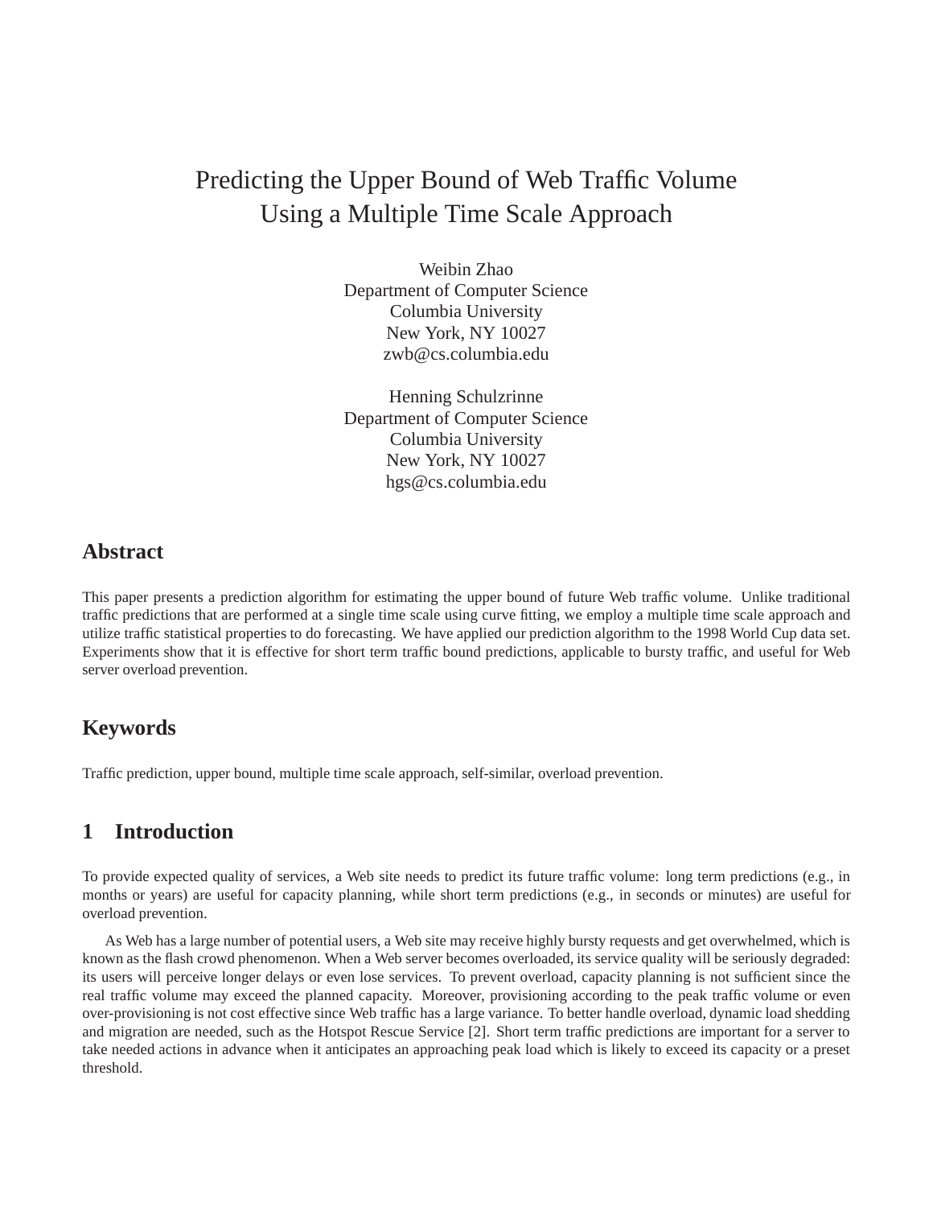# Predicting the Upper Bound of Web Traffic Volume Using a Multiple Time Scale Approach

Weibin Zhao
Department of Computer Science
Columbia University
New York, NY 10027
zwb@cs.columbia.edu

Henning Schulzrinne
Department of Computer Science
Columbia University
New York, NY 10027
hgs@cs.columbia.edu

## Abstract

This paper presents a prediction algorithm for estimating the upper bound of future Web traffic volume. Unlike traditional traffic predictions that are performed at a single time scale using curve fitting, we employ a multiple time scale approach and utilize traffic statistical properties to do forecasting. We have applied our prediction algorithm to the 1998 World Cup data set. Experiments show that it is effective for short term traffic bound predictions, applicable to bursty traffic, and useful for Web server overload prevention.

## Keywords

Traffic prediction, upper bound, multiple time scale approach, self-similar, overload prevention.

## 1 Introduction

To provide expected quality of services, a Web site needs to predict its future traffic volume: long term predictions (e.g., in months or years) are useful for capacity planning, while short term predictions (e.g., in seconds or minutes) are useful for overload prevention.

As Web has a large number of potential users, a Web site may receive highly bursty requests and get overwhelmed, which is known as the flash crowd phenomenon. When a Web server becomes overloaded, its service quality will be seriously degraded: its users will perceive longer delays or even lose services. To prevent overload, capacity planning is not sufficient since the real traffic volume may exceed the planned capacity. Moreover, provisioning according to the peak traffic volume or even over-provisioning is not cost effective since Web traffic has a large variance. To better handle overload, dynamic load shedding and migration are needed, such as the Hotspot Rescue Service [2]. Short term traffic predictions are important for a server to take needed actions in advance when it anticipates an approaching peak load which is likely to exceed its capacity or a preset threshold.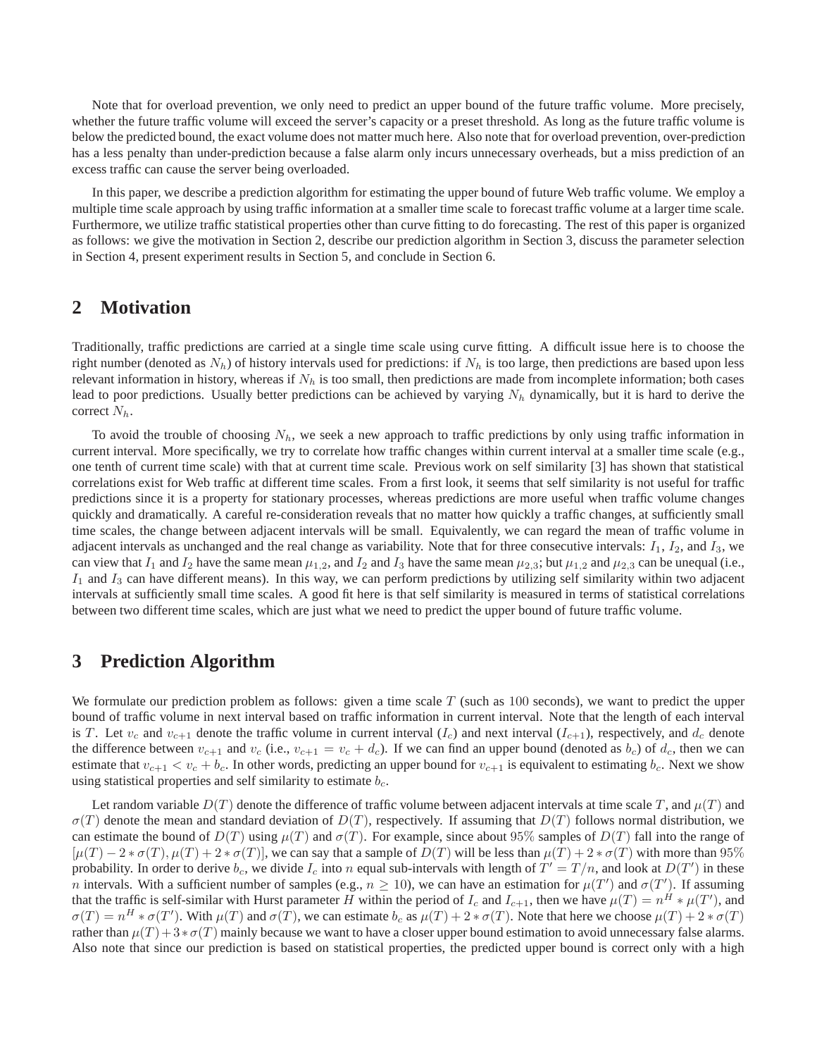Note that for overload prevention, we only need to predict an upper bound of the future traffic volume. More precisely, whether the future traffic volume will exceed the server's capacity or a preset threshold. As long as the future traffic volume is below the predicted bound, the exact volume does not matter much here. Also note that for overload prevention, over-prediction has a less penalty than under-prediction because a false alarm only incurs unnecessary overheads, but a miss prediction of an excess traffic can cause the server being overloaded.

In this paper, we describe a prediction algorithm for estimating the upper bound of future Web traffic volume. We employ a multiple time scale approach by using traffic information at a smaller time scale to forecast traffic volume at a larger time scale. Furthermore, we utilize traffic statistical properties other than curve fitting to do forecasting. The rest of this paper is organized as follows: we give the motivation in Section 2, describe our prediction algorithm in Section 3, discuss the parameter selection in Section 4, present experiment results in Section 5, and conclude in Section 6.

## 2 Motivation

Traditionally, traffic predictions are carried at a single time scale using curve fitting. A difficult issue here is to choose the right number (denoted as $N_h$) of history intervals used for predictions: if $N_h$ is too large, then predictions are based upon less relevant information in history, whereas if $N_h$ is too small, then predictions are made from incomplete information; both cases lead to poor predictions. Usually better predictions can be achieved by varying $N_h$ dynamically, but it is hard to derive the correct $N_h$.

To avoid the trouble of choosing $N_h$, we seek a new approach to traffic predictions by only using traffic information in current interval. More specifically, we try to correlate how traffic changes within current interval at a smaller time scale (e.g., one tenth of current time scale) with that at current time scale. Previous work on self similarity [3] has shown that statistical correlations exist for Web traffic at different time scales. From a first look, it seems that self similarity is not useful for traffic predictions since it is a property for stationary processes, whereas predictions are more useful when traffic volume changes quickly and dramatically. A careful re-consideration reveals that no matter how quickly a traffic changes, at sufficiently small time scales, the change between adjacent intervals will be small. Equivalently, we can regard the mean of traffic volume in adjacent intervals as unchanged and the real change as variability. Note that for three consecutive intervals: $I_1$, $I_2$, and $I_3$, we can view that $I_1$ and $I_2$ have the same mean $\mu_{1,2}$, and $I_2$ and $I_3$ have the same mean $\mu_{2,3}$; but $\mu_{1,2}$ and $\mu_{2,3}$ can be unequal (i.e., $I_1$ and $I_3$ can have different means). In this way, we can perform predictions by utilizing self similarity within two adjacent intervals at sufficiently small time scales. A good fit here is that self similarity is measured in terms of statistical correlations between two different time scales, which are just what we need to predict the upper bound of future traffic volume.

## 3 Prediction Algorithm

We formulate our prediction problem as follows: given a time scale $T$ (such as $100$ seconds), we want to predict the upper bound of traffic volume in next interval based on traffic information in current interval. Note that the length of each interval is $T$. Let $v_c$ and $v_{c+1}$ denote the traffic volume in current interval ($I_c$) and next interval ($I_{c+1}$), respectively, and $d_c$ denote the difference between $v_{c+1}$ and $v_c$ (i.e., $v_{c+1} = v_c + d_c$). If we can find an upper bound (denoted as $b_c$) of $d_c$, then we can estimate that $v_{c+1} < v_c + b_c$. In other words, predicting an upper bound for $v_{c+1}$ is equivalent to estimating $b_c$. Next we show using statistical properties and self similarity to estimate $b_c$.

Let random variable $D(T)$ denote the difference of traffic volume between adjacent intervals at time scale $T$, and $\mu(T)$ and $\sigma(T)$ denote the mean and standard deviation of $D(T)$, respectively. If assuming that $D(T)$ follows normal distribution, we can estimate the bound of $D(T)$ using $\mu(T)$ and $\sigma(T)$. For example, since about $95\%$ samples of $D(T)$ fall into the range of $[\mu(T) - 2 * \sigma(T), \mu(T) + 2 * \sigma(T)]$, we can say that a sample of $D(T)$ will be less than $\mu(T) + 2 * \sigma(T)$ with more than $95\%$ probability. In order to derive $b_c$, we divide $I_c$ into $n$ equal sub-intervals with length of $T' = T/n$, and look at $D(T')$ in these $n$ intervals. With a sufficient number of samples (e.g., $n \geq 10$), we can have an estimation for $\mu(T')$ and $\sigma(T')$. If assuming that the traffic is self-similar with Hurst parameter $H$ within the period of $I_c$ and $I_{c+1}$, then we have $\mu(T) = n^H * \mu(T')$, and $\sigma(T) = n^H * \sigma(T')$. With $\mu(T)$ and $\sigma(T)$, we can estimate $b_c$ as $\mu(T) + 2 * \sigma(T)$. Note that here we choose $\mu(T) + 2 * \sigma(T)$ rather than $\mu(T) + 3 * \sigma(T)$ mainly because we want to have a closer upper bound estimation to avoid unnecessary false alarms. Also note that since our prediction is based on statistical properties, the predicted upper bound is correct only with a high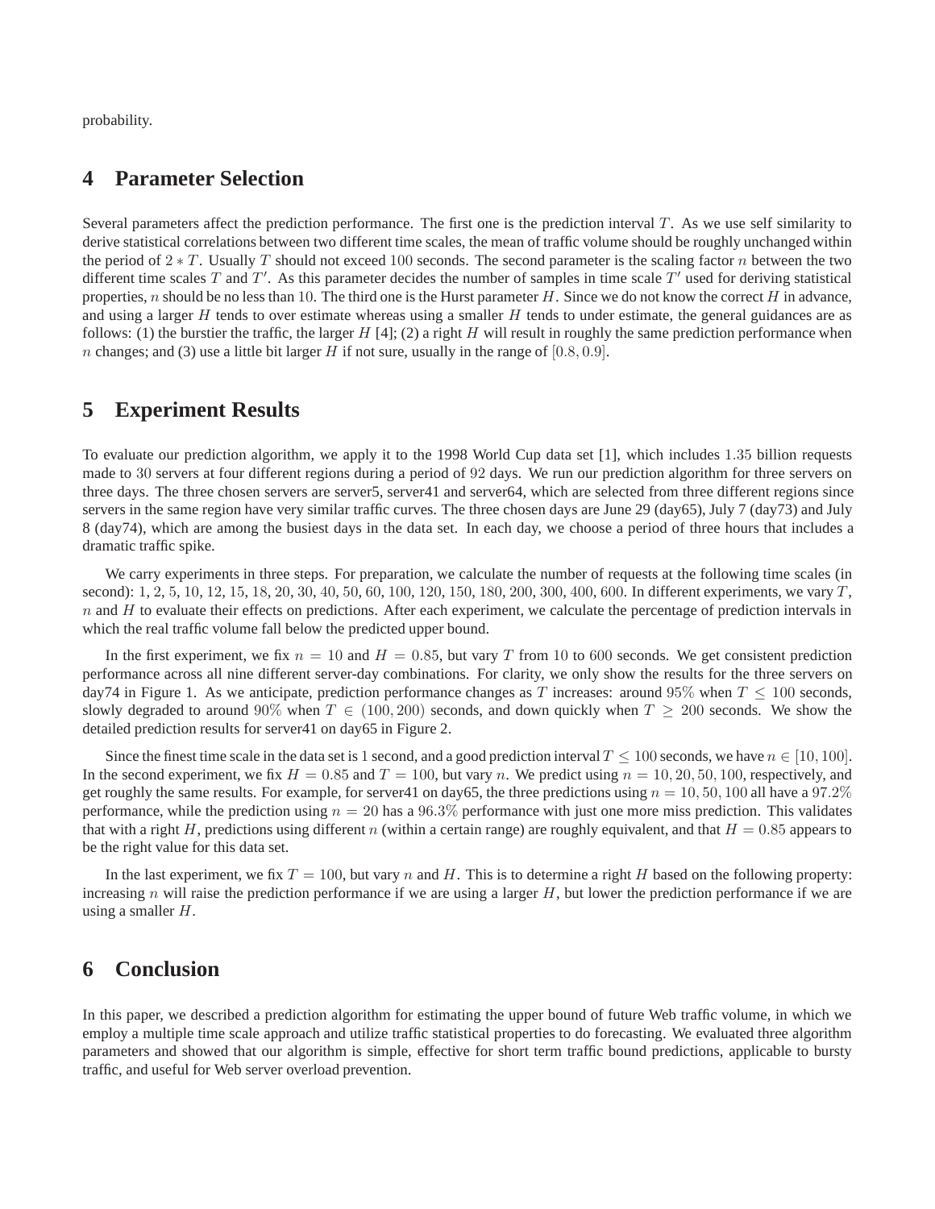probability.

## 4 Parameter Selection

Several parameters affect the prediction performance. The first one is the prediction interval $T$. As we use self similarity to derive statistical correlations between two different time scales, the mean of traffic volume should be roughly unchanged within the period of $2 * T$. Usually $T$ should not exceed $100$ seconds. The second parameter is the scaling factor $n$ between the two different time scales $T$ and $T'$. As this parameter decides the number of samples in time scale $T'$ used for deriving statistical properties, $n$ should be no less than $10$. The third one is the Hurst parameter $H$. Since we do not know the correct $H$ in advance, and using a larger $H$ tends to over estimate whereas using a smaller $H$ tends to under estimate, the general guidances are as follows: (1) the burstier the traffic, the larger $H$ [4]; (2) a right $H$ will result in roughly the same prediction performance when $n$ changes; and (3) use a little bit larger $H$ if not sure, usually in the range of $[0.8, 0.9]$.

## 5 Experiment Results

To evaluate our prediction algorithm, we apply it to the 1998 World Cup data set [1], which includes $1.35$ billion requests made to $30$ servers at four different regions during a period of $92$ days. We run our prediction algorithm for three servers on three days. The three chosen servers are server5, server41 and server64, which are selected from three different regions since servers in the same region have very similar traffic curves. The three chosen days are June 29 (day65), July 7 (day73) and July 8 (day74), which are among the busiest days in the data set. In each day, we choose a period of three hours that includes a dramatic traffic spike.

We carry experiments in three steps. For preparation, we calculate the number of requests at the following time scales (in second): $1, 2, 5, 10, 12, 15, 18, 20, 30, 40, 50, 60, 100, 120, 150, 180, 200, 300, 400, 600$. In different experiments, we vary $T$, $n$ and $H$ to evaluate their effects on predictions. After each experiment, we calculate the percentage of prediction intervals in which the real traffic volume fall below the predicted upper bound.

In the first experiment, we fix $n = 10$ and $H = 0.85$, but vary $T$ from $10$ to $600$ seconds. We get consistent prediction performance across all nine different server-day combinations. For clarity, we only show the results for the three servers on day74 in Figure 1. As we anticipate, prediction performance changes as $T$ increases: around $95\%$ when $T \leq 100$ seconds, slowly degraded to around $90\%$ when $T \in (100, 200)$ seconds, and down quickly when $T \geq 200$ seconds. We show the detailed prediction results for server41 on day65 in Figure 2.

Since the finest time scale in the data set is $1$ second, and a good prediction interval $T \leq 100$ seconds, we have $n \in [10, 100]$. In the second experiment, we fix $H = 0.85$ and $T = 100$, but vary $n$. We predict using $n = 10, 20, 50, 100$, respectively, and get roughly the same results. For example, for server41 on day65, the three predictions using $n = 10, 50, 100$ all have a $97.2\%$ performance, while the prediction using $n = 20$ has a $96.3\%$ performance with just one more miss prediction. This validates that with a right $H$, predictions using different $n$ (within a certain range) are roughly equivalent, and that $H = 0.85$ appears to be the right value for this data set.

In the last experiment, we fix $T = 100$, but vary $n$ and $H$. This is to determine a right $H$ based on the following property: increasing $n$ will raise the prediction performance if we are using a larger $H$, but lower the prediction performance if we are using a smaller $H$.

## 6 Conclusion

In this paper, we described a prediction algorithm for estimating the upper bound of future Web traffic volume, in which we employ a multiple time scale approach and utilize traffic statistical properties to do forecasting. We evaluated three algorithm parameters and showed that our algorithm is simple, effective for short term traffic bound predictions, applicable to bursty traffic, and useful for Web server overload prevention.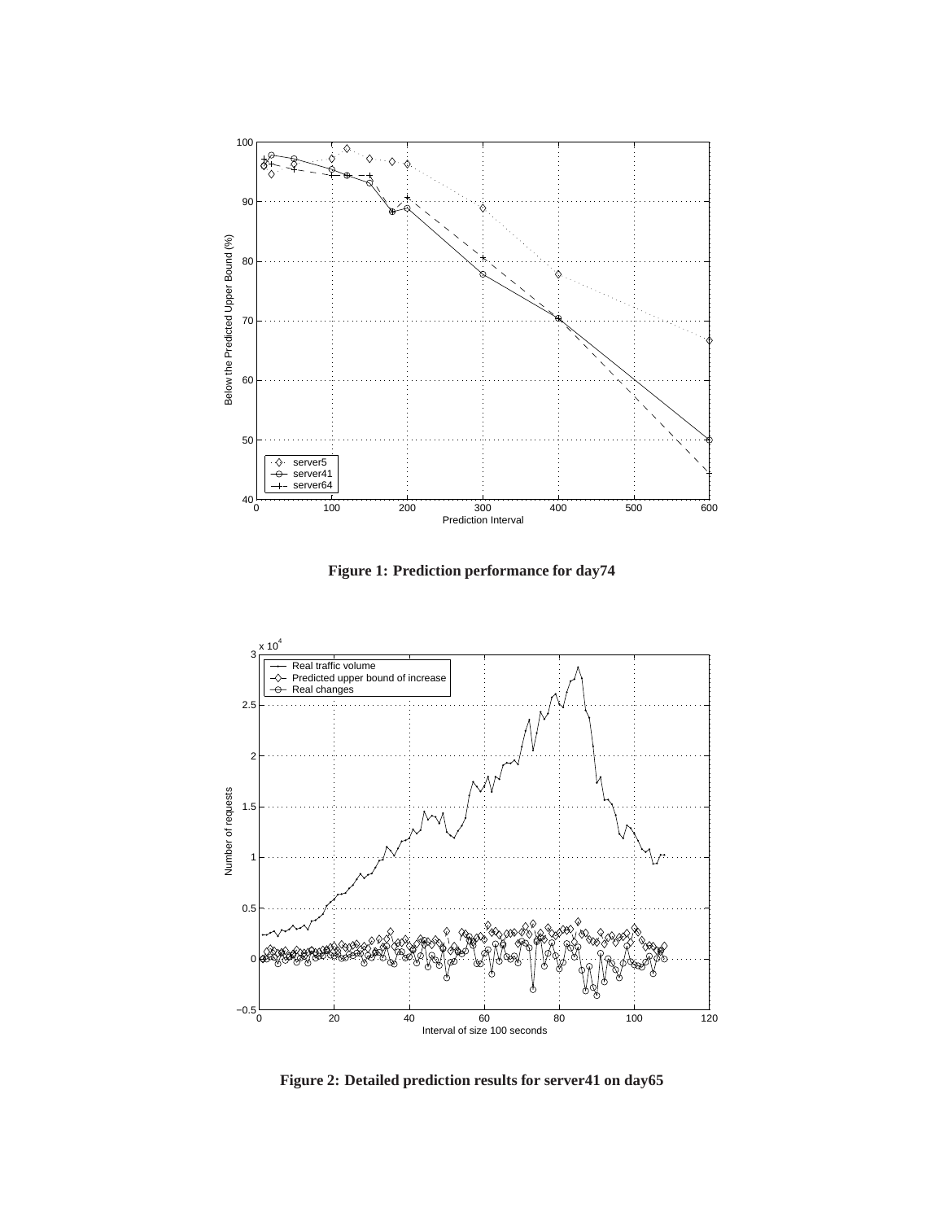**Figure 1: Prediction performance for day74**

**Figure 2: Detailed prediction results for server41 on day65**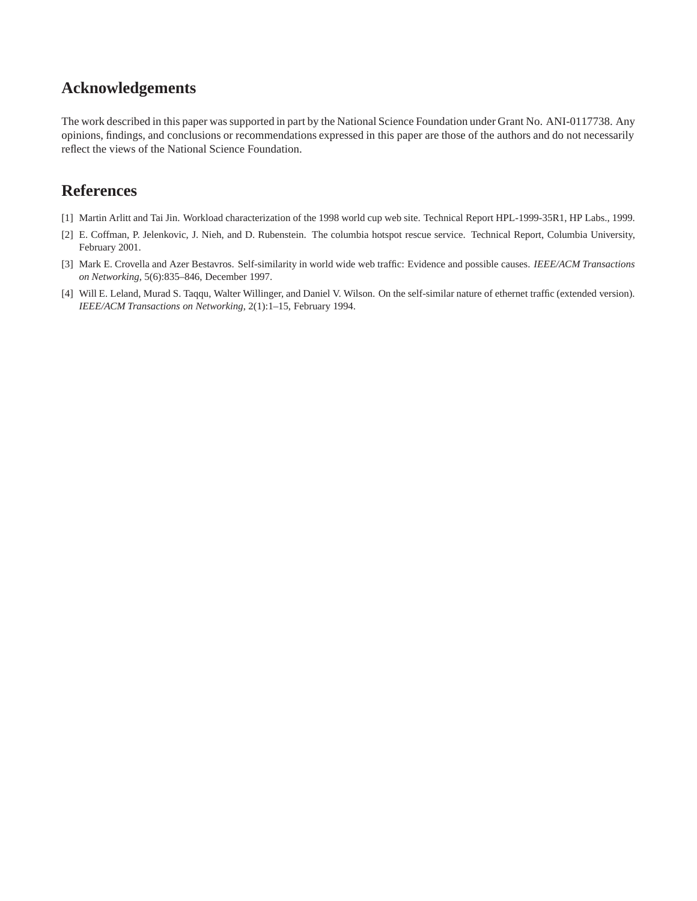## Acknowledgements

The work described in this paper was supported in part by the National Science Foundation under Grant No. ANI-0117738. Any opinions, findings, and conclusions or recommendations expressed in this paper are those of the authors and do not necessarily reflect the views of the National Science Foundation.

## References

[1] Martin Arlitt and Tai Jin. Workload characterization of the 1998 world cup web site. Technical Report HPL-1999-35R1, HP Labs., 1999.

[2] E. Coffman, P. Jelenkovic, J. Nieh, and D. Rubenstein. The columbia hotspot rescue service. Technical Report, Columbia University, February 2001.

[3] Mark E. Crovella and Azer Bestavros. Self-similarity in world wide web traffic: Evidence and possible causes. *IEEE/ACM Transactions on Networking*, 5(6):835–846, December 1997.

[4] Will E. Leland, Murad S. Taqqu, Walter Willinger, and Daniel V. Wilson. On the self-similar nature of ethernet traffic (extended version). *IEEE/ACM Transactions on Networking*, 2(1):1–15, February 1994.